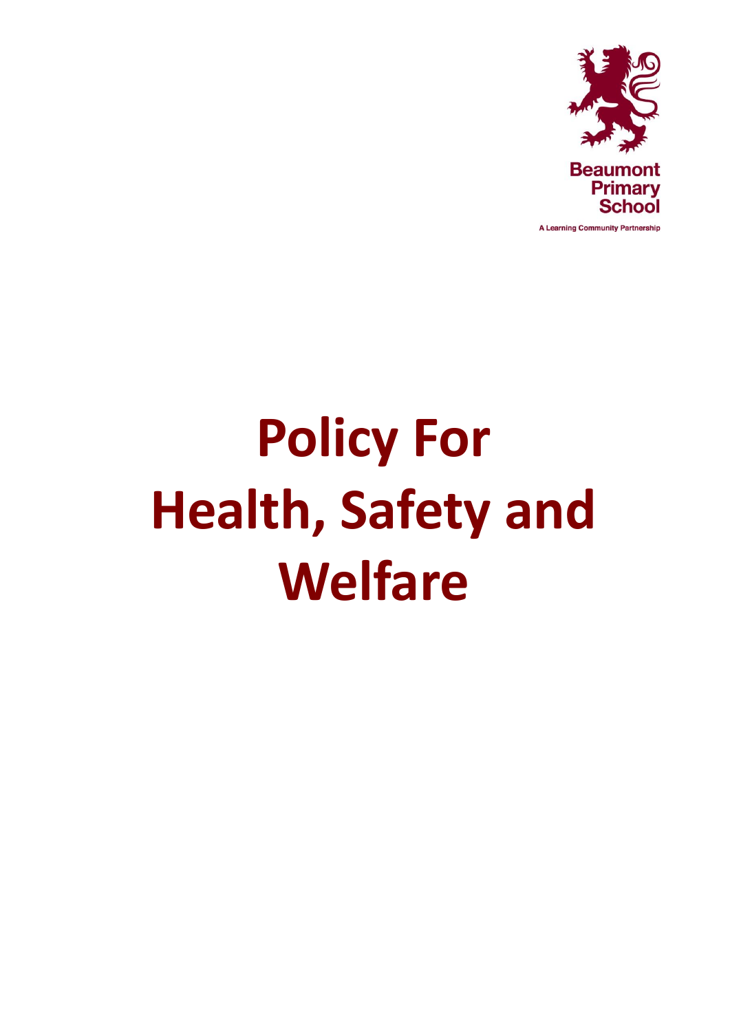Beaumont Primary School

A Learning Community Partnership

# Policy For Health, Safety and Welfare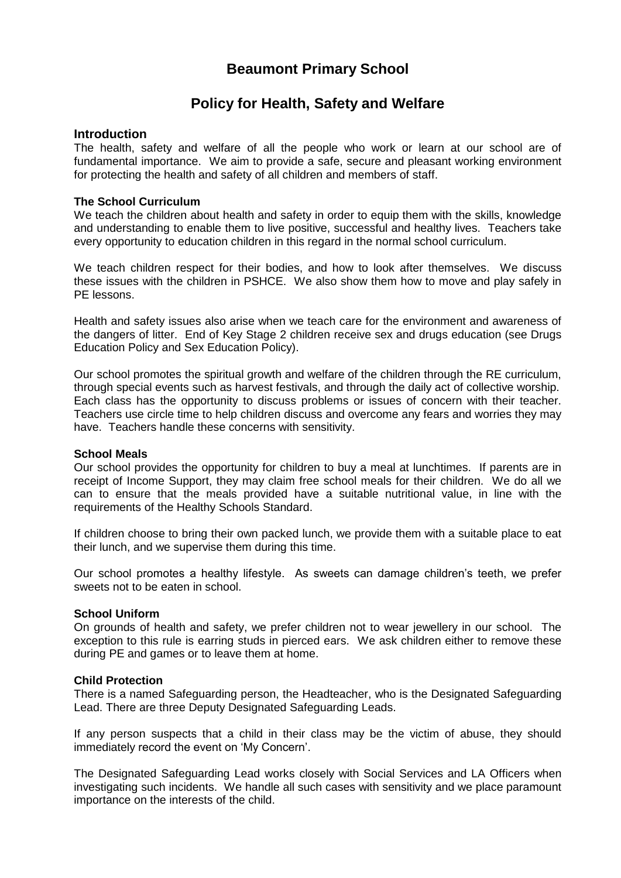# Beaumont Primary School

## Policy for Health, Safety and Welfare

### Introduction

The health, safety and welfare of all the people who work or learn at our school are of fundamental importance. We aim to provide a safe, secure and pleasant working environment for protecting the health and safety of all children and members of staff.

**The School Curriculum**

We teach the children about health and safety in order to equip them with the skills, knowledge and understanding to enable them to live positive, successful and healthy lives. Teachers take every opportunity to education children in this regard in the normal school curriculum.

We teach children respect for their bodies, and how to look after themselves. We discuss these issues with the children in PSHCE. We also show them how to move and play safely in PE lessons.

Health and safety issues also arise when we teach care for the environment and awareness of the dangers of litter. End of Key Stage 2 children receive sex and drugs education (see Drugs Education Policy and Sex Education Policy).

Our school promotes the spiritual growth and welfare of the children through the RE curriculum, through special events such as harvest festivals, and through the daily act of collective worship. Each class has the opportunity to discuss problems or issues of concern with their teacher. Teachers use circle time to help children discuss and overcome any fears and worries they may have. Teachers handle these concerns with sensitivity.

**School Meals**

Our school provides the opportunity for children to buy a meal at lunchtimes. If parents are in receipt of Income Support, they may claim free school meals for their children. We do all we can to ensure that the meals provided have a suitable nutritional value, in line with the requirements of the Healthy Schools Standard.

If children choose to bring their own packed lunch, we provide them with a suitable place to eat their lunch, and we supervise them during this time.

Our school promotes a healthy lifestyle. As sweets can damage children's teeth, we prefer sweets not to be eaten in school.

**School Uniform**

On grounds of health and safety, we prefer children not to wear jewellery in our school. The exception to this rule is earring studs in pierced ears. We ask children either to remove these during PE and games or to leave them at home.

**Child Protection**

There is a named Safeguarding person, the Headteacher, who is the Designated Safeguarding Lead. There are three Deputy Designated Safeguarding Leads.

If any person suspects that a child in their class may be the victim of abuse, they should immediately record the event on 'My Concern'.

The Designated Safeguarding Lead works closely with Social Services and LA Officers when investigating such incidents. We handle all such cases with sensitivity and we place paramount importance on the interests of the child.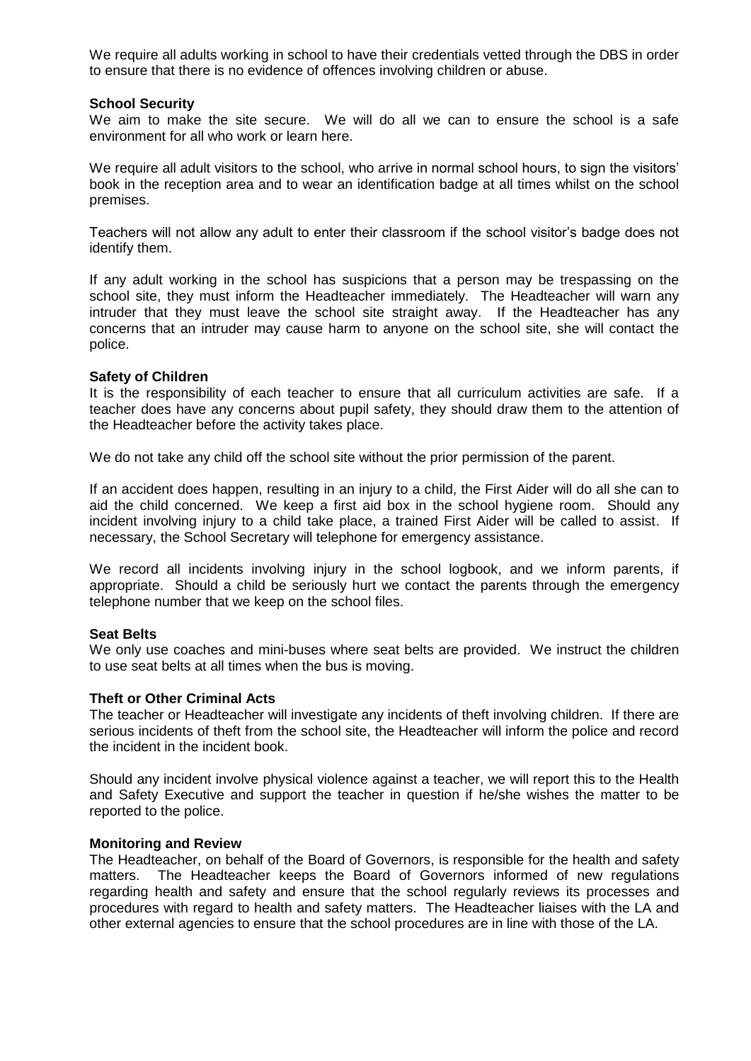We require all adults working in school to have their credentials vetted through the DBS in order to ensure that there is no evidence of offences involving children or abuse.

**School Security**

We aim to make the site secure. We will do all we can to ensure the school is a safe environment for all who work or learn here.

We require all adult visitors to the school, who arrive in normal school hours, to sign the visitors' book in the reception area and to wear an identification badge at all times whilst on the school premises.

Teachers will not allow any adult to enter their classroom if the school visitor's badge does not identify them.

If any adult working in the school has suspicions that a person may be trespassing on the school site, they must inform the Headteacher immediately. The Headteacher will warn any intruder that they must leave the school site straight away. If the Headteacher has any concerns that an intruder may cause harm to anyone on the school site, she will contact the police.

**Safety of Children**

It is the responsibility of each teacher to ensure that all curriculum activities are safe. If a teacher does have any concerns about pupil safety, they should draw them to the attention of the Headteacher before the activity takes place.

We do not take any child off the school site without the prior permission of the parent.

If an accident does happen, resulting in an injury to a child, the First Aider will do all she can to aid the child concerned. We keep a first aid box in the school hygiene room. Should any incident involving injury to a child take place, a trained First Aider will be called to assist. If necessary, the School Secretary will telephone for emergency assistance.

We record all incidents involving injury in the school logbook, and we inform parents, if appropriate. Should a child be seriously hurt we contact the parents through the emergency telephone number that we keep on the school files.

**Seat Belts**

We only use coaches and mini-buses where seat belts are provided. We instruct the children to use seat belts at all times when the bus is moving.

**Theft or Other Criminal Acts**

The teacher or Headteacher will investigate any incidents of theft involving children. If there are serious incidents of theft from the school site, the Headteacher will inform the police and record the incident in the incident book.

Should any incident involve physical violence against a teacher, we will report this to the Health and Safety Executive and support the teacher in question if he/she wishes the matter to be reported to the police.

**Monitoring and Review**

The Headteacher, on behalf of the Board of Governors, is responsible for the health and safety matters. The Headteacher keeps the Board of Governors informed of new regulations regarding health and safety and ensure that the school regularly reviews its processes and procedures with regard to health and safety matters. The Headteacher liaises with the LA and other external agencies to ensure that the school procedures are in line with those of the LA.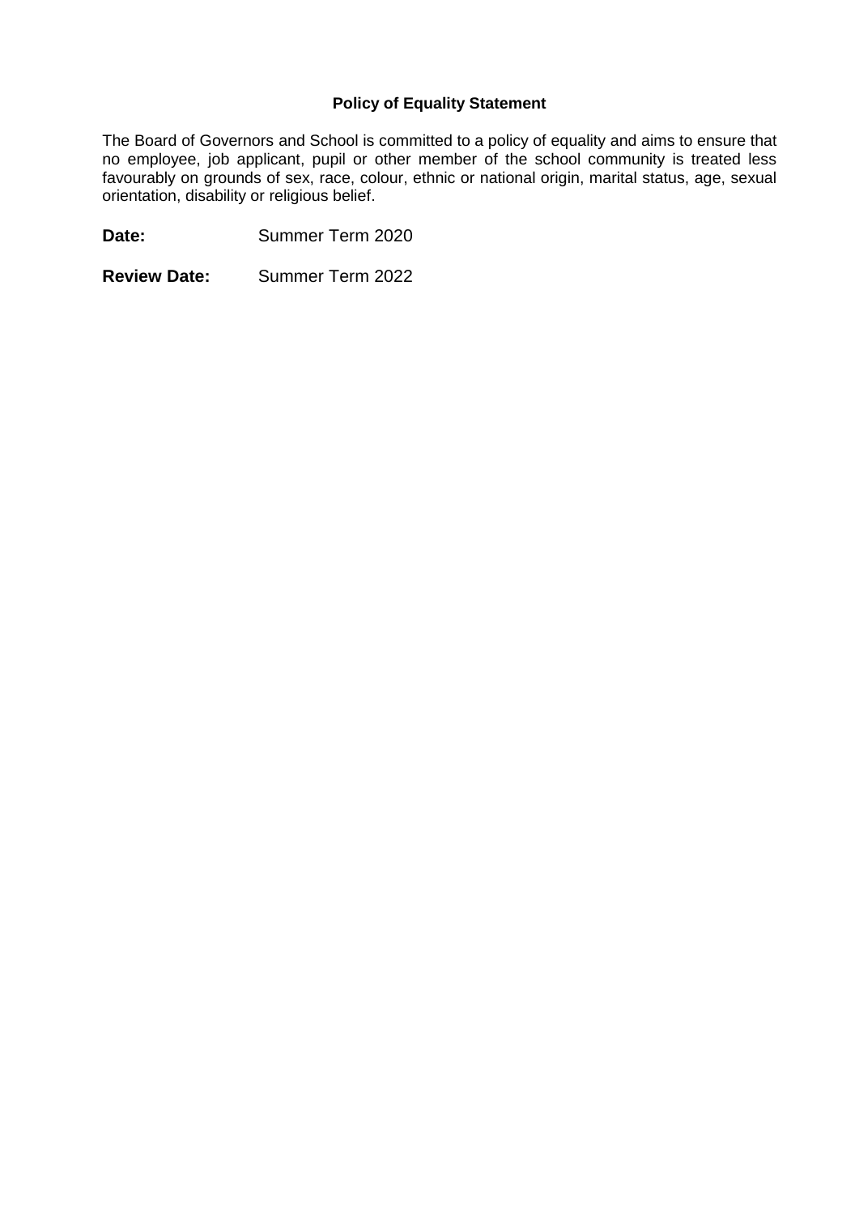### Policy of Equality Statement

The Board of Governors and School is committed to a policy of equality and aims to ensure that no employee, job applicant, pupil or other member of the school community is treated less favourably on grounds of sex, race, colour, ethnic or national origin, marital status, age, sexual orientation, disability or religious belief.

**Date:** Summer Term 2020

**Review Date:** Summer Term 2022